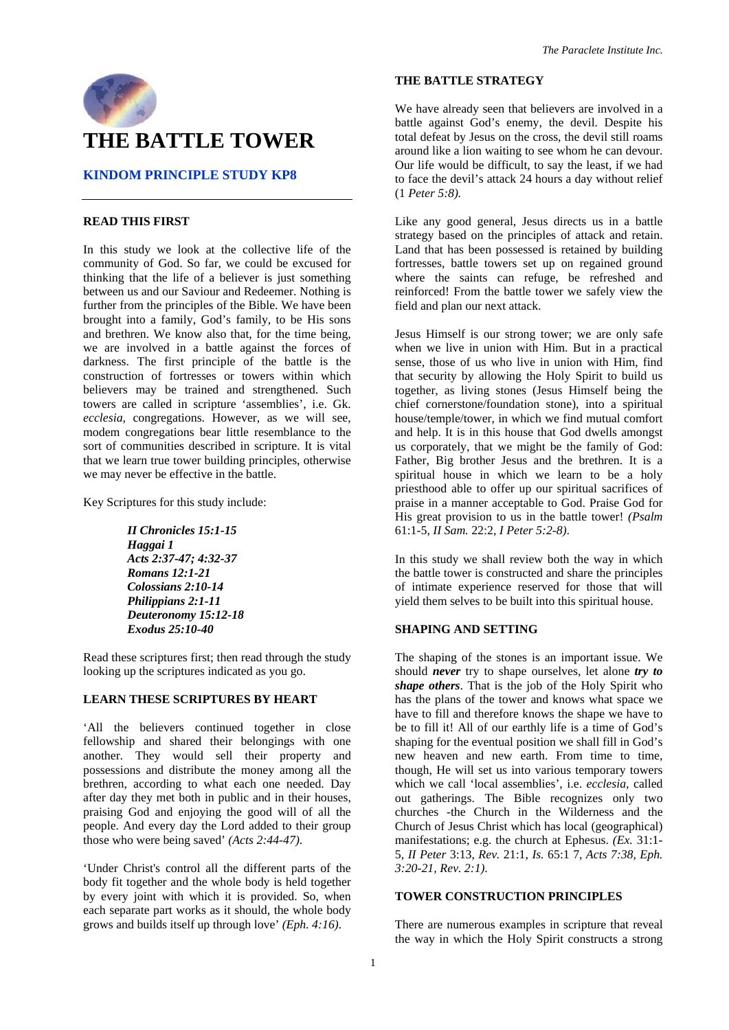# THE BATTLE TOWER

## KINDOM PRINCIPLE STUDY KP8

### READ THIS FIRST

In this study we look at the collective life of the community of God. So far, we could be excused for thinking that the life of a believer is just something between us and our Saviour and Redeemer. Nothing is further from the principles of the Bible. We have been brought into a family, God's family, to be His sons and brethren. We know also that, for the time being, we are involved in a battle against the forces of darkness. The first principle of the battle is the construction of fortresses or towers within which believers may be trained and strengthened. Such towers are called in scripture 'assemblies', i.e. Gk. *ecclesia,* congregations. However, as we will see, modem congregations bear little resemblance to the sort of communities described in scripture. It is vital that we learn true tower building principles, otherwise we may never be effective in the battle.

Key Scriptures for this study include:

> ***II Chronicles 15:1-15***
> ***Haggai 1***
> ***Acts 2:37-47; 4:32-37***
> ***Romans 12:1-21***
> ***Colossians 2:10-14***
> ***Philippians 2:1-11***
> ***Deuteronomy 15:12-18***
> ***Exodus 25:10-40***

Read these scriptures first; then read through the study looking up the scriptures indicated as you go.

### LEARN THESE SCRIPTURES BY HEART

'All the believers continued together in close fellowship and shared their belongings with one another. They would sell their property and possessions and distribute the money among all the brethren, according to what each one needed. Day after day they met both in public and in their houses, praising God and enjoying the good will of all the people. And every day the Lord added to their group those who were being saved' *(Acts 2:44-47)*.

'Under Christ's control all the different parts of the body fit together and the whole body is held together by every joint with which it is provided. So, when each separate part works as it should, the whole body grows and builds itself up through love' *(Eph. 4:16)*.

### THE BATTLE STRATEGY

We have already seen that believers are involved in a battle against God's enemy, the devil. Despite his total defeat by Jesus on the cross, the devil still roams around like a lion waiting to see whom he can devour. Our life would be difficult, to say the least, if we had to face the devil's attack 24 hours a day without relief (1 *Peter 5:8).*

Like any good general, Jesus directs us in a battle strategy based on the principles of attack and retain. Land that has been possessed is retained by building fortresses, battle towers set up on regained ground where the saints can refuge, be refreshed and reinforced! From the battle tower we safely view the field and plan our next attack.

Jesus Himself is our strong tower; we are only safe when we live in union with Him. But in a practical sense, those of us who live in union with Him, find that security by allowing the Holy Spirit to build us together, as living stones (Jesus Himself being the chief cornerstone/foundation stone), into a spiritual house/temple/tower, in which we find mutual comfort and help. It is in this house that God dwells amongst us corporately, that we might be the family of God: Father, Big brother Jesus and the brethren. It is a spiritual house in which we learn to be a holy priesthood able to offer up our spiritual sacrifices of praise in a manner acceptable to God. Praise God for His great provision to us in the battle tower! *(Psalm* 61:1-5, *II Sam.* 22:2, *I Peter 5:2-8)*.

In this study we shall review both the way in which the battle tower is constructed and share the principles of intimate experience reserved for those that will yield them selves to be built into this spiritual house.

### SHAPING AND SETTING

The shaping of the stones is an important issue. We should ***never*** try to shape ourselves, let alone ***try to shape others***. That is the job of the Holy Spirit who has the plans of the tower and knows what space we have to fill and therefore knows the shape we have to be to fill it! All of our earthly life is a time of God's shaping for the eventual position we shall fill in God's new heaven and new earth. From time to time, though, He will set us into various temporary towers which we call 'local assemblies', i.e. *ecclesia,* called out gatherings. The Bible recognizes only two churches -the Church in the Wilderness and the Church of Jesus Christ which has local (geographical) manifestations; e.g. the church at Ephesus. *(Ex.* 31:1-5, *II Peter* 3:13, *Rev.* 21:1, *Is.* 65:1 7, *Acts 7:38, Eph. 3:20-21, Rev. 2:1)*.

### TOWER CONSTRUCTION PRINCIPLES

There are numerous examples in scripture that reveal the way in which the Holy Spirit constructs a strong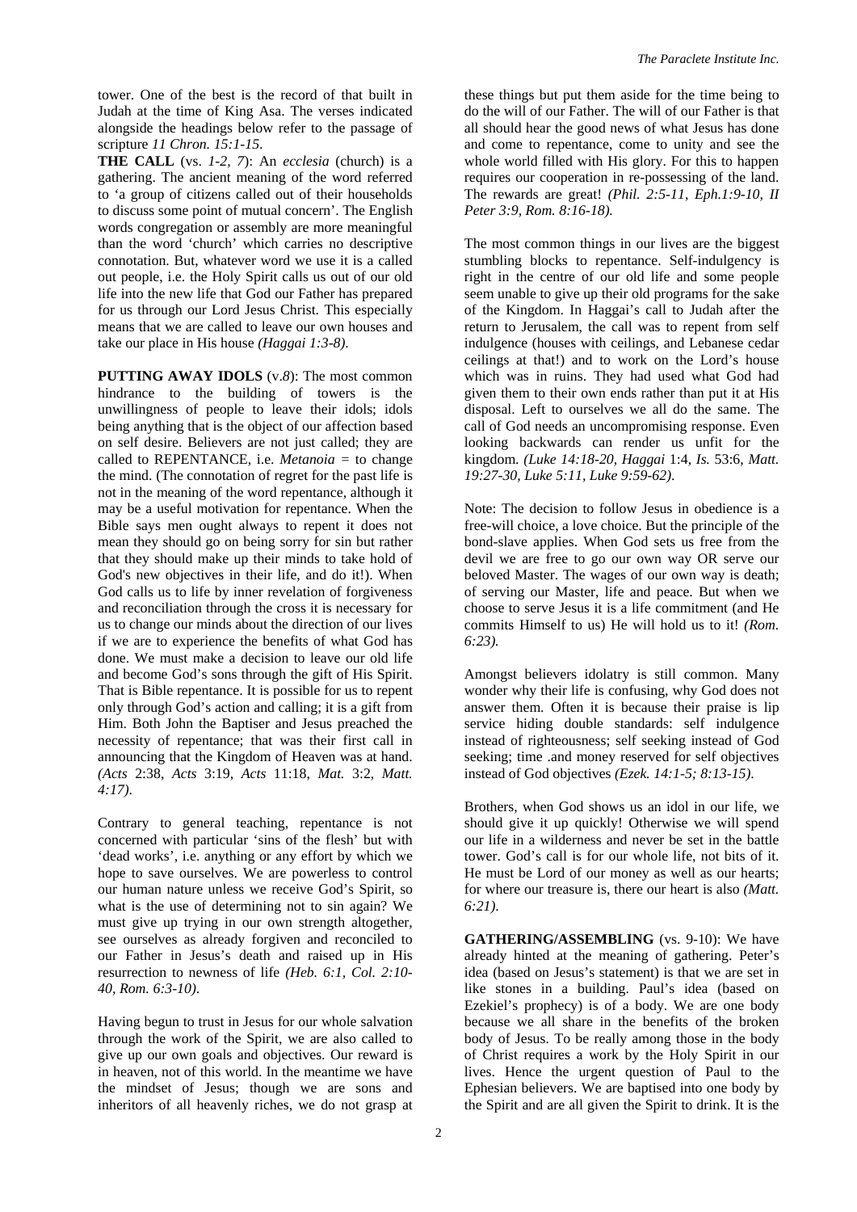tower. One of the best is the record of that built in Judah at the time of King Asa. The verses indicated alongside the headings below refer to the passage of scripture *11 Chron. 15:1-15*.

**THE CALL** (vs. *1-2, 7*): An *ecclesia* (church) is a gathering. The ancient meaning of the word referred to 'a group of citizens called out of their households to discuss some point of mutual concern'. The English words congregation or assembly are more meaningful than the word 'church' which carries no descriptive connotation. But, whatever word we use it is a called out people, i.e. the Holy Spirit calls us out of our old life into the new life that God our Father has prepared for us through our Lord Jesus Christ. This especially means that we are called to leave our own houses and take our place in His house *(Haggai 1:3-8)*.

**PUTTING AWAY IDOLS** (v.*8*): The most common hindrance to the building of towers is the unwillingness of people to leave their idols; idols being anything that is the object of our affection based on self desire. Believers are not just called; they are called to REPENTANCE, i.e. *Metanoia* = to change the mind. (The connotation of regret for the past life is not in the meaning of the word repentance, although it may be a useful motivation for repentance. When the Bible says men ought always to repent it does not mean they should go on being sorry for sin but rather that they should make up their minds to take hold of God's new objectives in their life, and do it!). When God calls us to life by inner revelation of forgiveness and reconciliation through the cross it is necessary for us to change our minds about the direction of our lives if we are to experience the benefits of what God has done. We must make a decision to leave our old life and become God's sons through the gift of His Spirit. That is Bible repentance. It is possible for us to repent only through God's action and calling; it is a gift from Him. Both John the Baptiser and Jesus preached the necessity of repentance; that was their first call in announcing that the Kingdom of Heaven was at hand. *(Acts* 2:38, *Acts* 3:19, *Acts* 11:18, *Mat.* 3:2, *Matt. 4:17)*.

Contrary to general teaching, repentance is not concerned with particular 'sins of the flesh' but with 'dead works', i.e. anything or any effort by which we hope to save ourselves. We are powerless to control our human nature unless we receive God's Spirit, so what is the use of determining not to sin again? We must give up trying in our own strength altogether, see ourselves as already forgiven and reconciled to our Father in Jesus's death and raised up in His resurrection to newness of life *(Heb. 6:1, Col. 2:10-40, Rom. 6:3-10)*.

Having begun to trust in Jesus for our whole salvation through the work of the Spirit, we are also called to give up our own goals and objectives. Our reward is in heaven, not of this world. In the meantime we have the mindset of Jesus; though we are sons and inheritors of all heavenly riches, we do not grasp at these things but put them aside for the time being to do the will of our Father. The will of our Father is that all should hear the good news of what Jesus has done and come to repentance, come to unity and see the whole world filled with His glory. For this to happen requires our cooperation in re-possessing of the land. The rewards are great! *(Phil. 2:5-11, Eph.1:9-10, II Peter 3:9, Rom. 8:16-18).*

The most common things in our lives are the biggest stumbling blocks to repentance. Self-indulgency is right in the centre of our old life and some people seem unable to give up their old programs for the sake of the Kingdom. In Haggai's call to Judah after the return to Jerusalem, the call was to repent from self indulgence (houses with ceilings, and Lebanese cedar ceilings at that!) and to work on the Lord's house which was in ruins. They had used what God had given them to their own ends rather than put it at His disposal. Left to ourselves we all do the same. The call of God needs an uncompromising response. Even looking backwards can render us unfit for the kingdom. *(Luke 14:18-20, Haggai* 1:4, *Is.* 53:6, *Matt. 19:27-30, Luke 5:11, Luke 9:59-62)*.

Note: The decision to follow Jesus in obedience is a free-will choice, a love choice. But the principle of the bond-slave applies. When God sets us free from the devil we are free to go our own way OR serve our beloved Master. The wages of our own way is death; of serving our Master, life and peace. But when we choose to serve Jesus it is a life commitment (and He commits Himself to us) He will hold us to it! *(Rom. 6:23).*

Amongst believers idolatry is still common. Many wonder why their life is confusing, why God does not answer them. Often it is because their praise is lip service hiding double standards: self indulgence instead of righteousness; self seeking instead of God seeking; time .and money reserved for self objectives instead of God objectives *(Ezek. 14:1-5; 8:13-15)*.

Brothers, when God shows us an idol in our life, we should give it up quickly! Otherwise we will spend our life in a wilderness and never be set in the battle tower. God's call is for our whole life, not bits of it. He must be Lord of our money as well as our hearts; for where our treasure is, there our heart is also *(Matt. 6:21)*.

**GATHERING/ASSEMBLING** (vs. 9-10): We have already hinted at the meaning of gathering. Peter's idea (based on Jesus's statement) is that we are set in like stones in a building. Paul's idea (based on Ezekiel's prophecy) is of a body. We are one body because we all share in the benefits of the broken body of Jesus. To be really among those in the body of Christ requires a work by the Holy Spirit in our lives. Hence the urgent question of Paul to the Ephesian believers. We are baptised into one body by the Spirit and are all given the Spirit to drink. It is the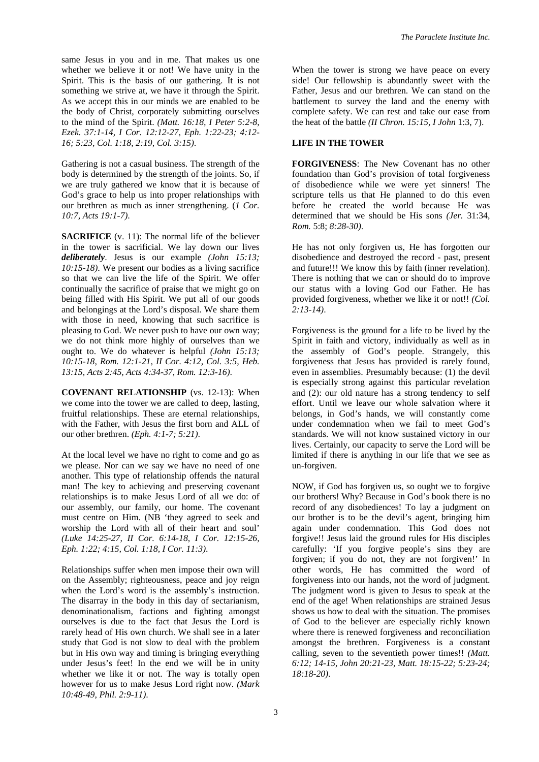same Jesus in you and in me. That makes us one whether we believe it or not! We have unity in the Spirit. This is the basis of our gathering. It is not something we strive at, we have it through the Spirit. As we accept this in our minds we are enabled to be the body of Christ, corporately submitting ourselves to the mind of the Spirit. *(Matt. 16:18, I Peter 5:2-8, Ezek. 37:1-14, I Cor. 12:12-27, Eph. 1:22-23; 4:12-16; 5:23, Col. 1:18, 2:19, Col. 3:15).*

Gathering is not a casual business. The strength of the body is determined by the strength of the joints. So, if we are truly gathered we know that it is because of God's grace to help us into proper relationships with our brethren as much as inner strengthening. (*1 Cor. 10:7, Acts 19:1-7).*

**SACRIFICE** (v. 11): The normal life of the believer in the tower is sacrificial. We lay down our lives ***deliberately***. Jesus is our example *(John 15:13; 10:15-18)*. We present our bodies as a living sacrifice so that we can live the life of the Spirit. We offer continually the sacrifice of praise that we might go on being filled with His Spirit. We put all of our goods and belongings at the Lord's disposal. We share them with those in need, knowing that such sacrifice is pleasing to God. We never push to have our own way; we do not think more highly of ourselves than we ought to. We do whatever is helpful *(John 15:13; 10:15-18, Rom. 12:1-21, II Cor. 4:12, Col. 3:5, Heb. 13:15, Acts 2:45, Acts 4:34-37, Rom. 12:3-16).*

**COVENANT RELATIONSHIP** (vs. 12-13): When we come into the tower we are called to deep, lasting, fruitful relationships. These are eternal relationships, with the Father, with Jesus the first born and ALL of our other brethren. *(Eph. 4:1-7; 5:21).*

At the local level we have no right to come and go as we please. Nor can we say we have no need of one another. This type of relationship offends the natural man! The key to achieving and preserving covenant relationships is to make Jesus Lord of all we do: of our assembly, our family, our home. The covenant must centre on Him. (NB 'they agreed to seek and worship the Lord with all of their heart and soul' *(Luke 14:25-27, II Cor. 6:14-18, I Cor. 12:15-26, Eph. 1:22; 4:15, Col. 1:18, I Cor. 11:3).*

Relationships suffer when men impose their own will on the Assembly; righteousness, peace and joy reign when the Lord's word is the assembly's instruction. The disarray in the body in this day of sectarianism, denominationalism, factions and fighting amongst ourselves is due to the fact that Jesus the Lord is rarely head of His own church. We shall see in a later study that God is not slow to deal with the problem but in His own way and timing is bringing everything under Jesus's feet! In the end we will be in unity whether we like it or not. The way is totally open however for us to make Jesus Lord right now. *(Mark 10:48-49, Phil. 2:9-11).*

When the tower is strong we have peace on every side! Our fellowship is abundantly sweet with the Father, Jesus and our brethren. We can stand on the battlement to survey the land and the enemy with complete safety. We can rest and take our ease from the heat of the battle *(II Chron. 15:15, I John* 1:3, 7).

## LIFE IN THE TOWER

**FORGIVENESS**: The New Covenant has no other foundation than God's provision of total forgiveness of disobedience while we were yet sinners! The scripture tells us that He planned to do this even before he created the world because He was determined that we should be His sons *(Jer.* 31:34, *Rom.* 5:8; *8:28-30)*.

He has not only forgiven us, He has forgotten our disobedience and destroyed the record - past, present and future!!! We know this by faith (inner revelation). There is nothing that we can or should do to improve our status with a loving God our Father. He has provided forgiveness, whether we like it or not!! *(Col. 2:13-14)*.

Forgiveness is the ground for a life to be lived by the Spirit in faith and victory, individually as well as in the assembly of God's people. Strangely, this forgiveness that Jesus has provided is rarely found, even in assemblies. Presumably because: (1) the devil is especially strong against this particular revelation and (2): our old nature has a strong tendency to self effort. Until we leave our whole salvation where it belongs, in God's hands, we will constantly come under condemnation when we fail to meet God's standards. We will not know sustained victory in our lives. Certainly, our capacity to serve the Lord will be limited if there is anything in our life that we see as un-forgiven.

NOW, if God has forgiven us, so ought we to forgive our brothers! Why? Because in God's book there is no record of any disobediences! To lay a judgment on our brother is to be the devil's agent, bringing him again under condemnation. This God does not forgive!! Jesus laid the ground rules for His disciples carefully: 'If you forgive people's sins they are forgiven; if you do not, they are not forgiven!' In other words, He has committed the word of forgiveness into our hands, not the word of judgment. The judgment word is given to Jesus to speak at the end of the age! When relationships are strained Jesus shows us how to deal with the situation. The promises of God to the believer are especially richly known where there is renewed forgiveness and reconciliation amongst the brethren. Forgiveness is a constant calling, seven to the seventieth power times!! *(Matt. 6:12; 14-15, John 20:21-23, Matt. 18:15-22; 5:23-24; 18:18-20)*.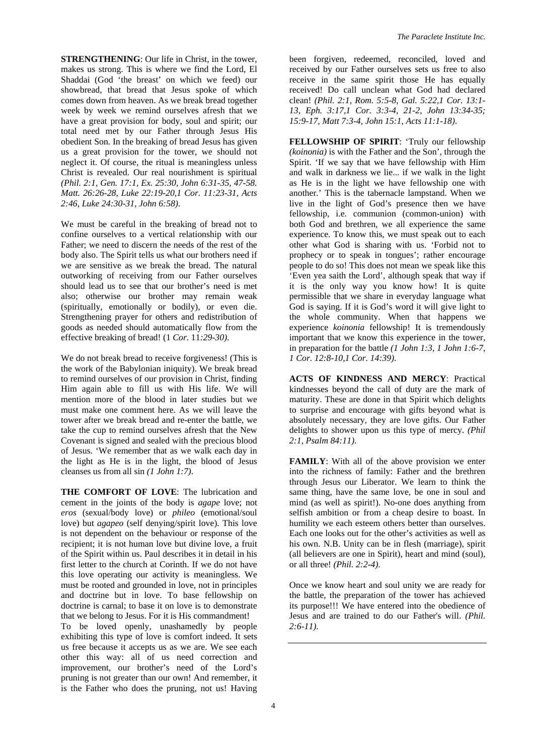**STRENGTHENING**: Our life in Christ, in the tower, makes us strong. This is where we find the Lord, El Shaddai (God 'the breast' on which we feed) our showbread, that bread that Jesus spoke of which comes down from heaven. As we break bread together week by week we remind ourselves afresh that we have a great provision for body, soul and spirit; our total need met by our Father through Jesus His obedient Son. In the breaking of bread Jesus has given us a great provision for the tower, we should not neglect it. Of course, the ritual is meaningless unless Christ is revealed. Our real nourishment is spiritual *(Phil. 2:1, Gen. 17:1, Ex. 25:30, John 6:31-35, 47-58. Matt. 26:26-28, Luke 22:19-20,1 Cor. 11:23-31, Acts 2:46, Luke 24:30-31, John 6:58)*.

We must be careful in the breaking of bread not to confine ourselves to a vertical relationship with our Father; we need to discern the needs of the rest of the body also. The Spirit tells us what our brothers need if we are sensitive as we break the bread. The natural outworking of receiving from our Father ourselves should lead us to see that our brother's need is met also; otherwise our brother may remain weak (spiritually, emotionally or bodily), or even die. Strengthening prayer for others and redistribution of goods as needed should automatically flow from the effective breaking of bread! (1 *Cor.* 11*:29-30)*.

We do not break bread to receive forgiveness! (This is the work of the Babylonian iniquity). We break bread to remind ourselves of our provision in Christ, finding Him again able to fill us with His life. We will mention more of the blood in later studies but we must make one comment here. As we will leave the tower after we break bread and re-enter the battle, we take the cup to remind ourselves afresh that the New Covenant is signed and sealed with the precious blood of Jesus. 'We remember that as we walk each day in the light as He is in the light, the blood of Jesus cleanses us from all sin *(1 John 1:7)*.

**THE COMFORT OF LOVE**: The lubrication and cement in the joints of the body is *agape* love; not *eros* (sexual/body love) or *phileo* (emotional/soul love) but *agapeo* (self denying/spirit love). This love is not dependent on the behaviour or response of the recipient; it is not human love but divine love, a fruit of the Spirit within us. Paul describes it in detail in his first letter to the church at Corinth. If we do not have this love operating our activity is meaningless. We must be rooted and grounded in love, not in principles and doctrine but in love. To base fellowship on doctrine is carnal; to base it on love is to demonstrate that we belong to Jesus. For it is His commandment!

To be loved openly, unashamedly by people exhibiting this type of love is comfort indeed. It sets us free because it accepts us as we are. We see each other this way: all of us need correction and improvement, our brother's need of the Lord's pruning is not greater than our own! And remember, it is the Father who does the pruning, not us! Having been forgiven, redeemed, reconciled, loved and received by our Father ourselves sets us free to also receive in the same spirit those He has equally received! Do call unclean what God had declared clean! *(Phil. 2:1, Rom. 5:5-8, Gal. 5:22,1 Cor. 13:1-13, Eph. 3:17,1 Cor. 3:3-4, 21-2, John 13:34-35; 15:9-17, Matt 7:3-4, John 15:1, Acts 11:1-18)*.

**FELLOWSHIP OF SPIRIT**: 'Truly our fellowship *(koinonia)* is with the Father and the Son', through the Spirit. 'If we say that we have fellowship with Him and walk in darkness we lie... if we walk in the light as He is in the light we have fellowship one with another.' This is the tabernacle lampstand. When we live in the light of God's presence then we have fellowship, i.e. communion (common-union) with both God and brethren, we all experience the same experience. To know this, we must speak out to each other what God is sharing with us. 'Forbid not to prophecy or to speak in tongues'; rather encourage people to do so! This does not mean we speak like this 'Even yea saith the Lord', although speak that way if it is the only way you know how! It is quite permissible that we share in everyday language what God is saying. If it is God's word it will give light to the whole community. When that happens we experience *koinonia* fellowship! It is tremendously important that we know this experience in the tower, in preparation for the battle *(1 John 1:3, 1 John 1:6-7, 1 Cor. 12:8-10,1 Cor. 14:39)*.

**ACTS OF KINDNESS AND MERCY**: Practical kindnesses beyond the call of duty are the mark of maturity. These are done in that Spirit which delights to surprise and encourage with gifts beyond what is absolutely necessary, they are love gifts. Our Father delights to shower upon us this type of mercy. *(Phil 2:1, Psalm 84:11)*.

**FAMILY**: With all of the above provision we enter into the richness of family: Father and the brethren through Jesus our Liberator. We learn to think the same thing, have the same love, be one in soul and mind (as well as spirit!). No-one does anything from selfish ambition or from a cheap desire to boast. In humility we each esteem others better than ourselves. Each one looks out for the other's activities as well as his own. N.B. Unity can be in flesh (marriage), spirit (all believers are one in Spirit), heart and mind (soul), or all three! *(Phil. 2:2-4)*.

Once we know heart and soul unity we are ready for the battle, the preparation of the tower has achieved its purpose!!! We have entered into the obedience of Jesus and are trained to do our Father's will. *(Phil. 2:6-11)*.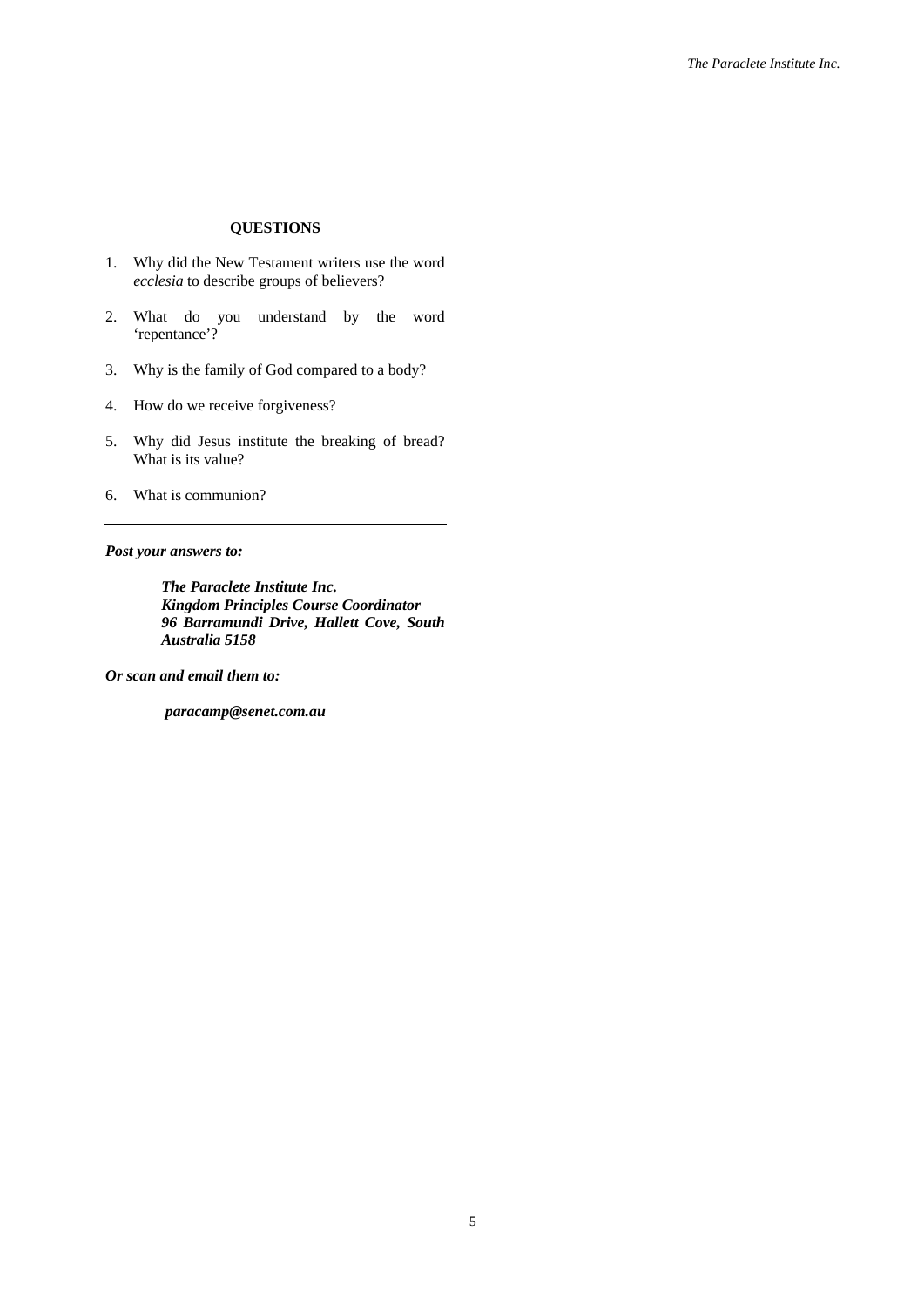**QUESTIONS**

1. Why did the New Testament writers use the word *ecclesia* to describe groups of believers?

2. What do you understand by the word 'repentance'?

3. Why is the family of God compared to a body?

4. How do we receive forgiveness?

5. Why did Jesus institute the breaking of bread? What is its value?

6. What is communion?

---

***Post your answers to:***

> ***The Paraclete Institute Inc.***
> ***Kingdom Principles Course Coordinator***
> ***96 Barramundi Drive, Hallett Cove, South Australia 5158***

***Or scan and email them to:***

> ***paracamp@senet.com.au***